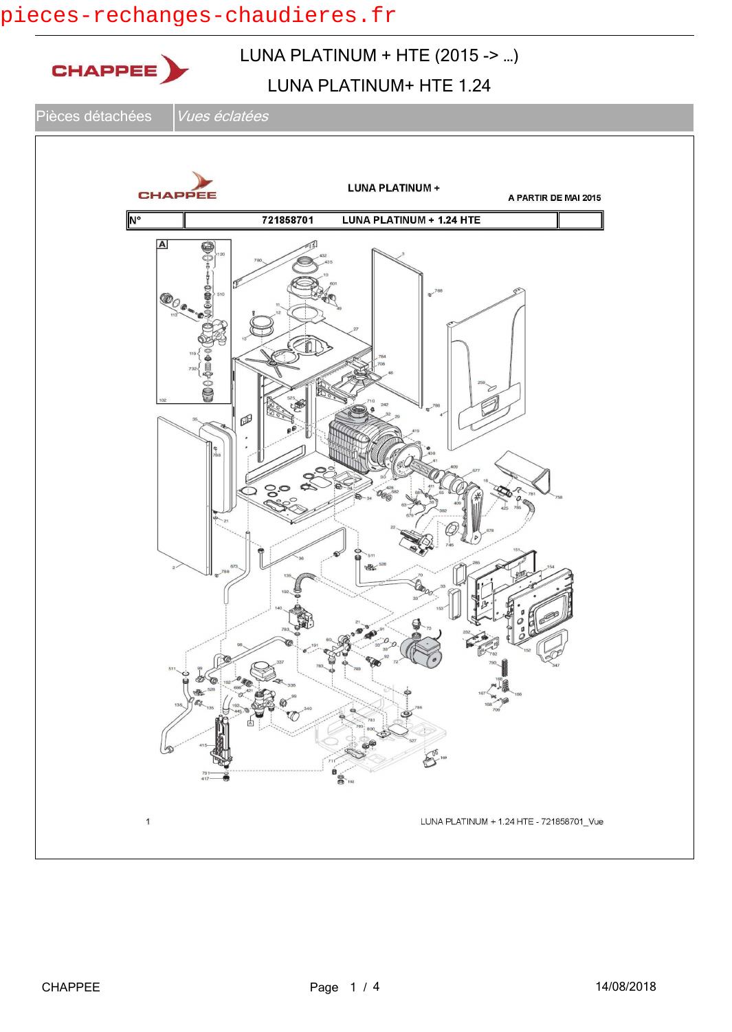pieces-rechanges-chaudieres.fr

CHAPPEE

# LUNA PLATINUM + HTE (2015 -> ...)

## LUNA PLATINUM+ HTE 1.24

| Pièces détachées | *Vues éclatées* |
|---|---|

CHAPPEE

**LUNA PLATINUM +**

**A PARTIR DE MAI 2015**

| N° | 721858701 LUNA PLATINUM + 1.24 HTE | |
|---|---|---|

1 LUNA PLATINUM + 1.24 HTE - 721858701_Vue

CHAPPEE 14/08/2018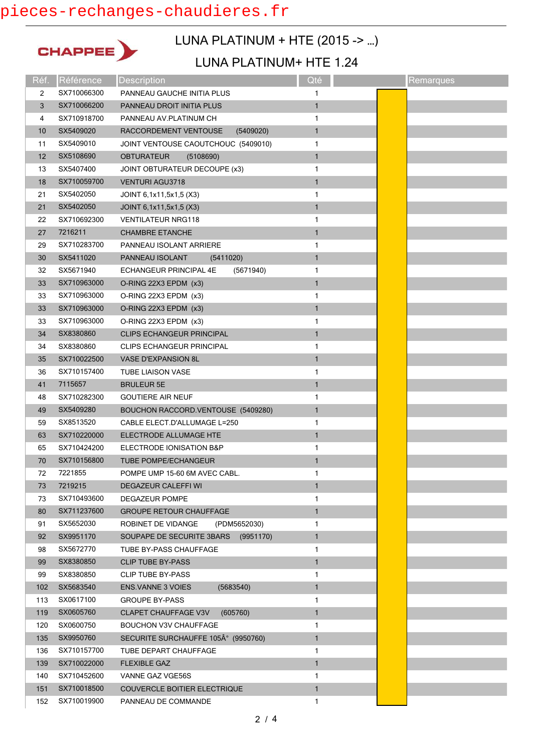CHAPPEE

# LUNA PLATINUM + HTE (2015 -> ...)

## LUNA PLATINUM+ HTE 1.24

| Réf. | Référence | Description | Qté | | Remarques |
|---|---|---|---|---|---|
| 2 | SX710066300 | PANNEAU GAUCHE INITIA PLUS | 1 | | |
| 3 | SX710066200 | PANNEAU DROIT INITIA PLUS | 1 | | |
| 4 | SX710918700 | PANNEAU AV.PLATINUM CH | 1 | | |
| 10 | SX5409020 | RACCORDEMENT VENTOUSE (5409020) | 1 | | |
| 11 | SX5409010 | JOINT VENTOUSE CAOUTCHOUC (5409010) | 1 | | |
| 12 | SX5108690 | OBTURATEUR (5108690) | 1 | | |
| 13 | SX5407400 | JOINT OBTURATEUR DECOUPE (x3) | 1 | | |
| 18 | SX710059700 | VENTURI AGU3718 | 1 | | |
| 21 | SX5402050 | JOINT 6,1x11,5x1,5 (X3) | 1 | | |
| 21 | SX5402050 | JOINT 6,1x11,5x1,5 (X3) | 1 | | |
| 22 | SX710692300 | VENTILATEUR NRG118 | 1 | | |
| 27 | 7216211 | CHAMBRE ETANCHE | 1 | | |
| 29 | SX710283700 | PANNEAU ISOLANT ARRIERE | 1 | | |
| 30 | SX5411020 | PANNEAU ISOLANT (5411020) | 1 | | |
| 32 | SX5671940 | ECHANGEUR PRINCIPAL 4E (5671940) | 1 | | |
| 33 | SX710963000 | O-RING 22X3 EPDM (x3) | 1 | | |
| 33 | SX710963000 | O-RING 22X3 EPDM (x3) | 1 | | |
| 33 | SX710963000 | O-RING 22X3 EPDM (x3) | 1 | | |
| 33 | SX710963000 | O-RING 22X3 EPDM (x3) | 1 | | |
| 34 | SX8380860 | CLIPS ECHANGEUR PRINCIPAL | 1 | | |
| 34 | SX8380860 | CLIPS ECHANGEUR PRINCIPAL | 1 | | |
| 35 | SX710022500 | VASE D'EXPANSION 8L | 1 | | |
| 36 | SX710157400 | TUBE LIAISON VASE | 1 | | |
| 41 | 7115657 | BRULEUR 5E | 1 | | |
| 48 | SX710282300 | GOUTIERE AIR NEUF | 1 | | |
| 49 | SX5409280 | BOUCHON RACCORD.VENTOUSE (5409280) | 1 | | |
| 59 | SX8513520 | CABLE ELECT.D'ALLUMAGE L=250 | 1 | | |
| 63 | SX710220000 | ELECTRODE ALLUMAGE HTE | 1 | | |
| 65 | SX710424200 | ELECTRODE IONISATION B&P | 1 | | |
| 70 | SX710156800 | TUBE POMPE/ECHANGEUR | 1 | | |
| 72 | 7221855 | POMPE UMP 15-60 6M AVEC CABL. | 1 | | |
| 73 | 7219215 | DEGAZEUR CALEFFI WI | 1 | | |
| 73 | SX710493600 | DEGAZEUR POMPE | 1 | | |
| 80 | SX711237600 | GROUPE RETOUR CHAUFFAGE | 1 | | |
| 91 | SX5652030 | ROBINET DE VIDANGE (PDM5652030) | 1 | | |
| 92 | SX9951170 | SOUPAPE DE SECURITE 3BARS (9951170) | 1 | | |
| 98 | SX5672770 | TUBE BY-PASS CHAUFFAGE | 1 | | |
| 99 | SX8380850 | CLIP TUBE BY-PASS | 1 | | |
| 99 | SX8380850 | CLIP TUBE BY-PASS | 1 | | |
| 102 | SX5683540 | ENS.VANNE 3 VOIES (5683540) | 1 | | |
| 113 | SX0617100 | GROUPE BY-PASS | 1 | | |
| 119 | SX0605760 | CLAPET CHAUFFAGE V3V (605760) | 1 | | |
| 120 | SX0600750 | BOUCHON V3V CHAUFFAGE | 1 | | |
| 135 | SX9950760 | SECURITE SURCHAUFFE 105Â° (9950760) | 1 | | |
| 136 | SX710157700 | TUBE DEPART CHAUFFAGE | 1 | | |
| 139 | SX710022000 | FLEXIBLE GAZ | 1 | | |
| 140 | SX710452600 | VANNE GAZ VGE56S | 1 | | |
| 151 | SX710018500 | COUVERCLE BOITIER ELECTRIQUE | 1 | | |
| 152 | SX710019900 | PANNEAU DE COMMANDE | 1 | | |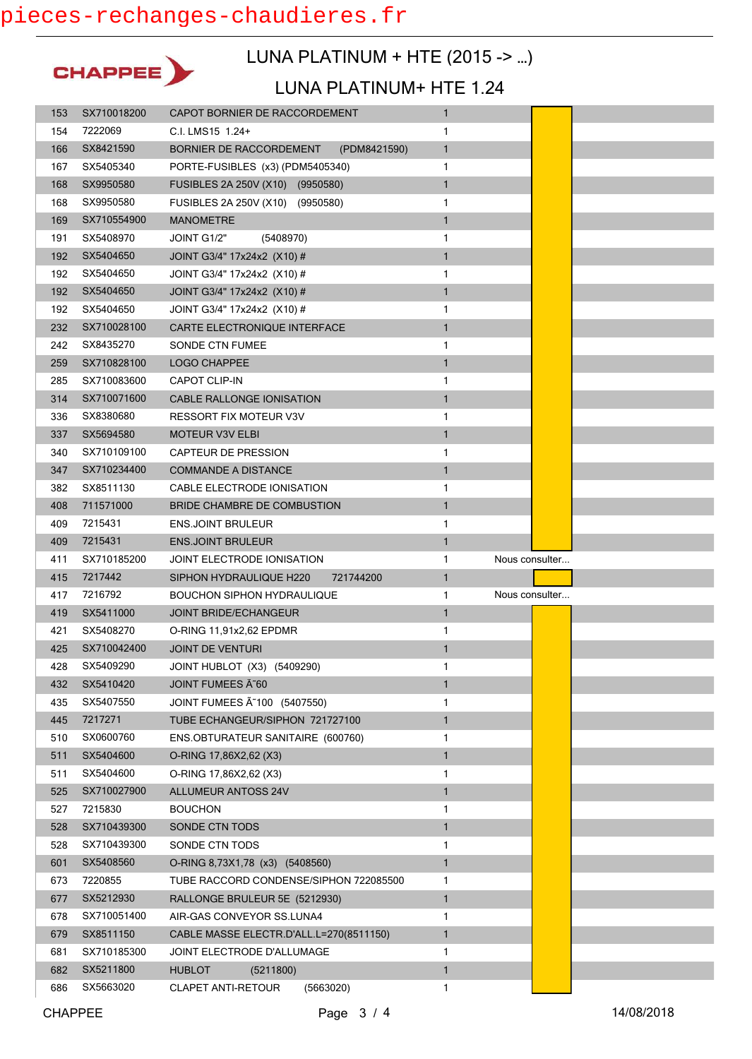pieces-rechanges-chaudieres.fr

CHAPPEE

# LUNA PLATINUM + HTE (2015 -> ...)

## LUNA PLATINUM+ HTE 1.24

| | | | | |
|---|---|---|---|---|
| 153 | SX710018200 | CAPOT BORNIER DE RACCORDEMENT | 1 | |
| 154 | 7222069 | C.I. LMS15 1.24+ | 1 | |
| 166 | SX8421590 | BORNIER DE RACCORDEMENT (PDM8421590) | 1 | |
| 167 | SX5405340 | PORTE-FUSIBLES (x3) (PDM5405340) | 1 | |
| 168 | SX9950580 | FUSIBLES 2A 250V (X10) (9950580) | 1 | |
| 168 | SX9950580 | FUSIBLES 2A 250V (X10) (9950580) | 1 | |
| 169 | SX710554900 | MANOMETRE | 1 | |
| 191 | SX5408970 | JOINT G1/2" (5408970) | 1 | |
| 192 | SX5404650 | JOINT G3/4" 17x24x2 (X10) # | 1 | |
| 192 | SX5404650 | JOINT G3/4" 17x24x2 (X10) # | 1 | |
| 192 | SX5404650 | JOINT G3/4" 17x24x2 (X10) # | 1 | |
| 192 | SX5404650 | JOINT G3/4" 17x24x2 (X10) # | 1 | |
| 232 | SX710028100 | CARTE ELECTRONIQUE INTERFACE | 1 | |
| 242 | SX8435270 | SONDE CTN FUMEE | 1 | |
| 259 | SX710828100 | LOGO CHAPPEE | 1 | |
| 285 | SX710083600 | CAPOT CLIP-IN | 1 | |
| 314 | SX710071600 | CABLE RALLONGE IONISATION | 1 | |
| 336 | SX8380680 | RESSORT FIX MOTEUR V3V | 1 | |
| 337 | SX5694580 | MOTEUR V3V ELBI | 1 | |
| 340 | SX710109100 | CAPTEUR DE PRESSION | 1 | |
| 347 | SX710234400 | COMMANDE A DISTANCE | 1 | |
| 382 | SX8511130 | CABLE ELECTRODE IONISATION | 1 | |
| 408 | 711571000 | BRIDE CHAMBRE DE COMBUSTION | 1 | |
| 409 | 7215431 | ENS.JOINT BRULEUR | 1 | |
| 409 | 7215431 | ENS.JOINT BRULEUR | 1 | |
| 411 | SX710185200 | JOINT ELECTRODE IONISATION | 1 | Nous consulter... |
| 415 | 7217442 | SIPHON HYDRAULIQUE H220 721744200 | 1 | |
| 417 | 7216792 | BOUCHON SIPHON HYDRAULIQUE | 1 | Nous consulter... |
| 419 | SX5411000 | JOINT BRIDE/ECHANGEUR | 1 | |
| 421 | SX5408270 | O-RING 11,91x2,62 EPDMR | 1 | |
| 425 | SX710042400 | JOINT DE VENTURI | 1 | |
| 428 | SX5409290 | JOINT HUBLOT (X3) (5409290) | 1 | |
| 432 | SX5410420 | JOINT FUMEES Ã˜60 | 1 | |
| 435 | SX5407550 | JOINT FUMEES Ã˜100 (5407550) | 1 | |
| 445 | 7217271 | TUBE ECHANGEUR/SIPHON 721727100 | 1 | |
| 510 | SX0600760 | ENS.OBTURATEUR SANITAIRE (600760) | 1 | |
| 511 | SX5404600 | O-RING 17,86X2,62 (X3) | 1 | |
| 511 | SX5404600 | O-RING 17,86X2,62 (X3) | 1 | |
| 525 | SX710027900 | ALLUMEUR ANTOSS 24V | 1 | |
| 527 | 7215830 | BOUCHON | 1 | |
| 528 | SX710439300 | SONDE CTN TODS | 1 | |
| 528 | SX710439300 | SONDE CTN TODS | 1 | |
| 601 | SX5408560 | O-RING 8,73X1,78 (x3) (5408560) | 1 | |
| 673 | 7220855 | TUBE RACCORD CONDENSE/SIPHON 722085500 | 1 | |
| 677 | SX5212930 | RALLONGE BRULEUR 5E (5212930) | 1 | |
| 678 | SX710051400 | AIR-GAS CONVEYOR SS.LUNA4 | 1 | |
| 679 | SX8511150 | CABLE MASSE ELECTR.D'ALL.L=270(8511150) | 1 | |
| 681 | SX710185300 | JOINT ELECTRODE D'ALLUMAGE | 1 | |
| 682 | SX5211800 | HUBLOT (5211800) | 1 | |
| 686 | SX5663020 | CLAPET ANTI-RETOUR (5663020) | 1 | |

CHAPPEE 14/08/2018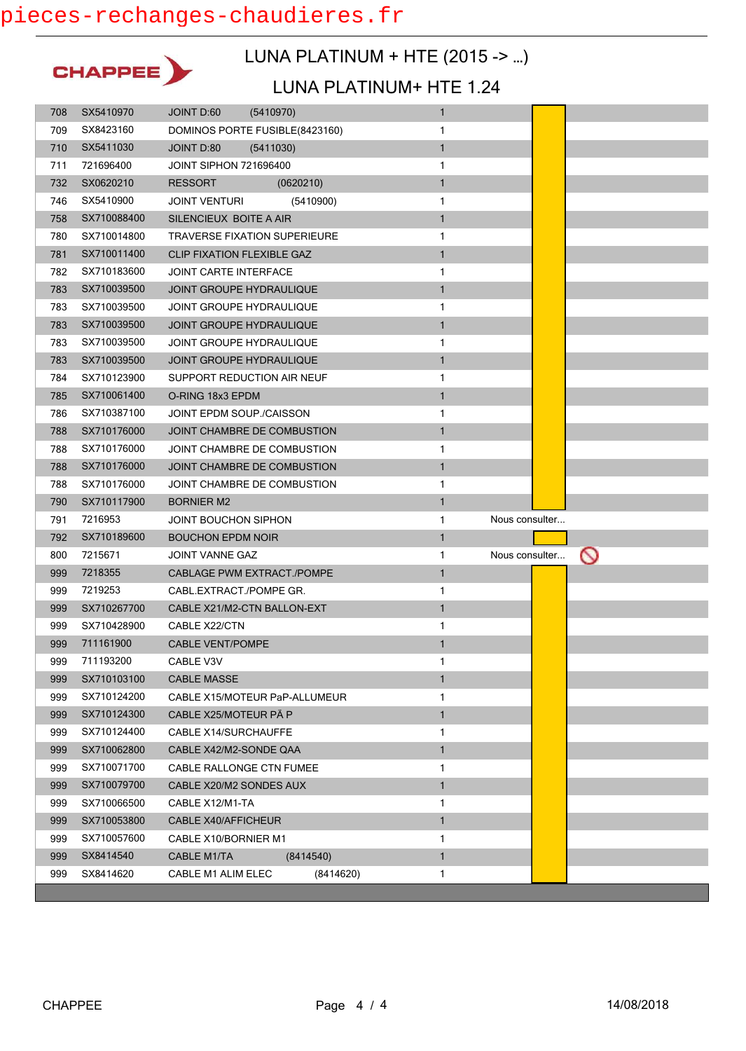pieces-rechanges-chaudieres.fr

# LUNA PLATINUM + HTE (2015 -> ...)

## LUNA PLATINUM+ HTE 1.24

CHAPPEE

| | | | | | |
|---|---|---|---|---|---|
| 708 | SX5410970 | JOINT D:60 (5410970) | 1 | | |
| 709 | SX8423160 | DOMINOS PORTE FUSIBLE(8423160) | 1 | | |
| 710 | SX5411030 | JOINT D:80 (5411030) | 1 | | |
| 711 | 721696400 | JOINT SIPHON 721696400 | 1 | | |
| 732 | SX0620210 | RESSORT (0620210) | 1 | | |
| 746 | SX5410900 | JOINT VENTURI (5410900) | 1 | | |
| 758 | SX710088400 | SILENCIEUX BOITE A AIR | 1 | | |
| 780 | SX710014800 | TRAVERSE FIXATION SUPERIEURE | 1 | | |
| 781 | SX710011400 | CLIP FIXATION FLEXIBLE GAZ | 1 | | |
| 782 | SX710183600 | JOINT CARTE INTERFACE | 1 | | |
| 783 | SX710039500 | JOINT GROUPE HYDRAULIQUE | 1 | | |
| 783 | SX710039500 | JOINT GROUPE HYDRAULIQUE | 1 | | |
| 783 | SX710039500 | JOINT GROUPE HYDRAULIQUE | 1 | | |
| 783 | SX710039500 | JOINT GROUPE HYDRAULIQUE | 1 | | |
| 783 | SX710039500 | JOINT GROUPE HYDRAULIQUE | 1 | | |
| 784 | SX710123900 | SUPPORT REDUCTION AIR NEUF | 1 | | |
| 785 | SX710061400 | O-RING 18x3 EPDM | 1 | | |
| 786 | SX710387100 | JOINT EPDM SOUP./CAISSON | 1 | | |
| 788 | SX710176000 | JOINT CHAMBRE DE COMBUSTION | 1 | | |
| 788 | SX710176000 | JOINT CHAMBRE DE COMBUSTION | 1 | | |
| 788 | SX710176000 | JOINT CHAMBRE DE COMBUSTION | 1 | | |
| 788 | SX710176000 | JOINT CHAMBRE DE COMBUSTION | 1 | | |
| 790 | SX710117900 | BORNIER M2 | 1 | | |
| 791 | 7216953 | JOINT BOUCHON SIPHON | 1 | Nous consulter... | |
| 792 | SX710189600 | BOUCHON EPDM NOIR | 1 | | |
| 800 | 7215671 | JOINT VANNE GAZ | 1 | Nous consulter... | ⃠ |
| 999 | 7218355 | CABLAGE PWM EXTRACT./POMPE | 1 | | |
| 999 | 7219253 | CABL.EXTRACT./POMPE GR. | 1 | | |
| 999 | SX710267700 | CABLE X21/M2-CTN BALLON-EXT | 1 | | |
| 999 | SX710428900 | CABLE X22/CTN | 1 | | |
| 999 | 711161900 | CABLE VENT/POMPE | 1 | | |
| 999 | 711193200 | CABLE V3V | 1 | | |
| 999 | SX710103100 | CABLE MASSE | 1 | | |
| 999 | SX710124200 | CABLE X15/MOTEUR PaP-ALLUMEUR | 1 | | |
| 999 | SX710124300 | CABLE X25/MOTEUR PÃ P | 1 | | |
| 999 | SX710124400 | CABLE X14/SURCHAUFFE | 1 | | |
| 999 | SX710062800 | CABLE X42/M2-SONDE QAA | 1 | | |
| 999 | SX710071700 | CABLE RALLONGE CTN FUMEE | 1 | | |
| 999 | SX710079700 | CABLE X20/M2 SONDES AUX | 1 | | |
| 999 | SX710066500 | CABLE X12/M1-TA | 1 | | |
| 999 | SX710053800 | CABLE X40/AFFICHEUR | 1 | | |
| 999 | SX710057600 | CABLE X10/BORNIER M1 | 1 | | |
| 999 | SX8414540 | CABLE M1/TA (8414540) | 1 | | |
| 999 | SX8414620 | CABLE M1 ALIM ELEC (8414620) | 1 | | |

CHAPPEE 14/08/2018